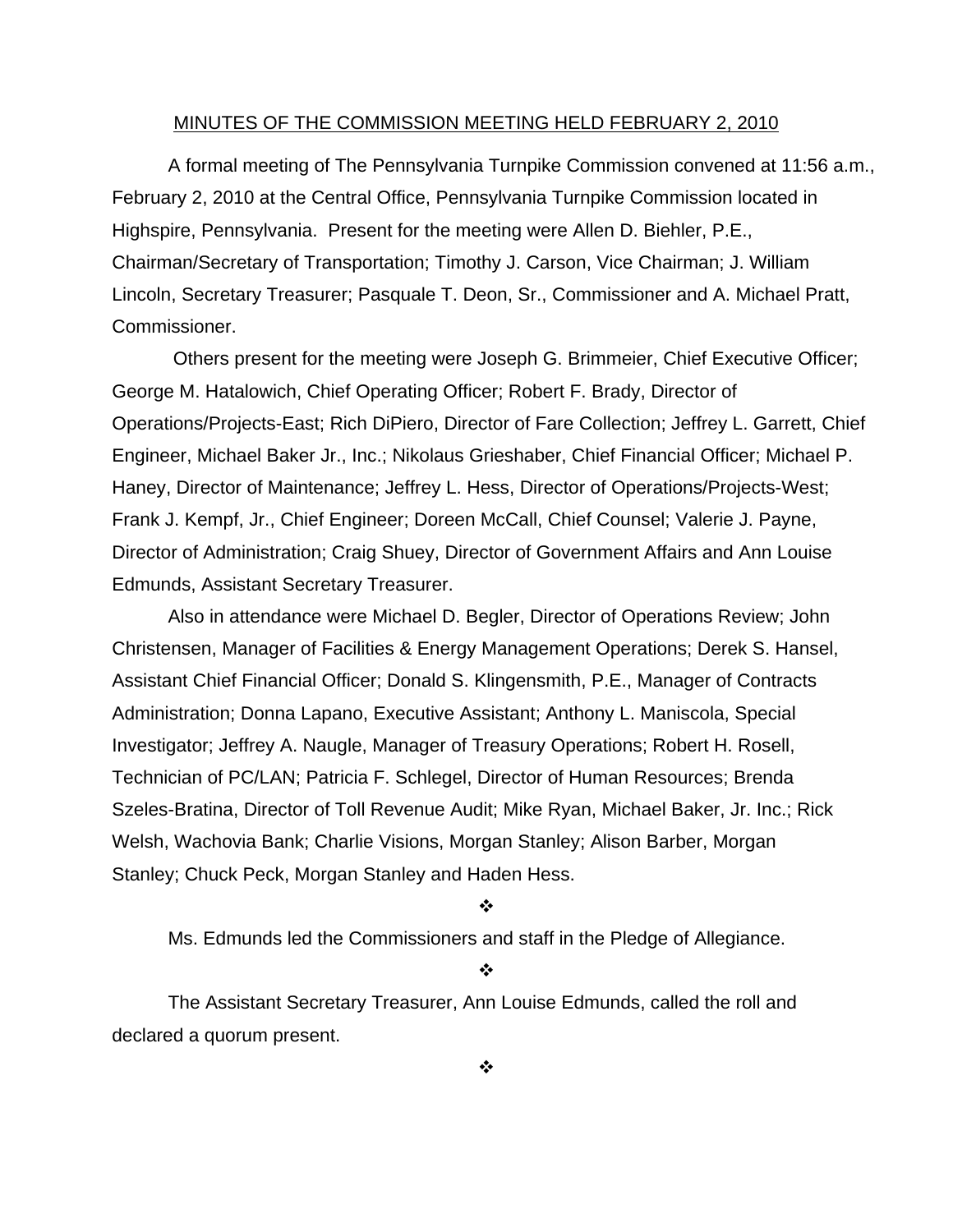## MINUTES OF THE COMMISSION MEETING HELD FEBRUARY 2, 2010

A formal meeting of The Pennsylvania Turnpike Commission convened at 11:56 a.m., February 2, 2010 at the Central Office, Pennsylvania Turnpike Commission located in Highspire, Pennsylvania. Present for the meeting were Allen D. Biehler, P.E., Chairman/Secretary of Transportation; Timothy J. Carson, Vice Chairman; J. William Lincoln, Secretary Treasurer; Pasquale T. Deon, Sr., Commissioner and A. Michael Pratt, Commissioner.

Others present for the meeting were Joseph G. Brimmeier, Chief Executive Officer; George M. Hatalowich, Chief Operating Officer; Robert F. Brady, Director of Operations/Projects-East; Rich DiPiero, Director of Fare Collection; Jeffrey L. Garrett, Chief Engineer, Michael Baker Jr., Inc.; Nikolaus Grieshaber, Chief Financial Officer; Michael P. Haney, Director of Maintenance; Jeffrey L. Hess, Director of Operations/Projects-West; Frank J. Kempf, Jr., Chief Engineer; Doreen McCall, Chief Counsel; Valerie J. Payne, Director of Administration; Craig Shuey, Director of Government Affairs and Ann Louise Edmunds, Assistant Secretary Treasurer.

Also in attendance were Michael D. Begler, Director of Operations Review; John Christensen, Manager of Facilities & Energy Management Operations; Derek S. Hansel, Assistant Chief Financial Officer; Donald S. Klingensmith, P.E., Manager of Contracts Administration; Donna Lapano, Executive Assistant; Anthony L. Maniscola, Special Investigator; Jeffrey A. Naugle, Manager of Treasury Operations; Robert H. Rosell, Technician of PC/LAN; Patricia F. Schlegel, Director of Human Resources; Brenda Szeles-Bratina, Director of Toll Revenue Audit; Mike Ryan, Michael Baker, Jr. Inc.; Rick Welsh, Wachovia Bank; Charlie Visions, Morgan Stanley; Alison Barber, Morgan Stanley; Chuck Peck, Morgan Stanley and Haden Hess.

❖

Ms. Edmunds led the Commissioners and staff in the Pledge of Allegiance.

❖

The Assistant Secretary Treasurer, Ann Louise Edmunds, called the roll and declared a quorum present.

❖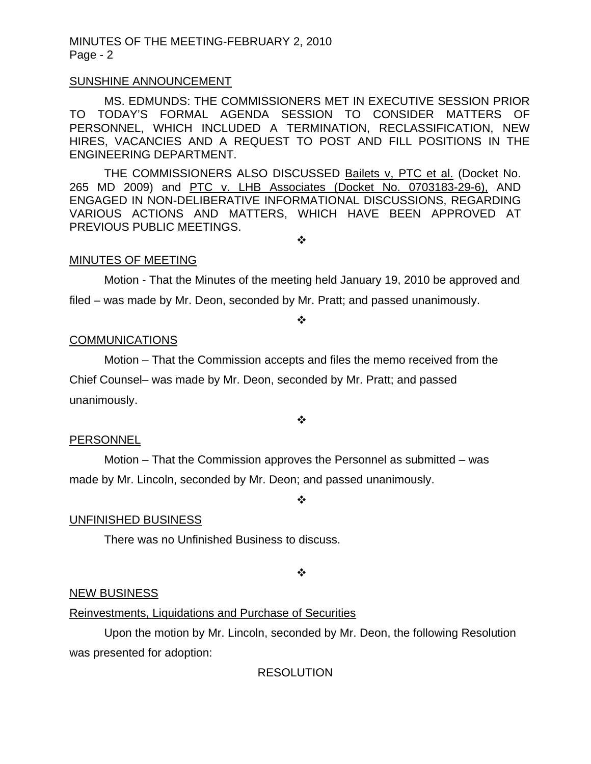SUNSHINE ANNOUNCEMENT

MS. EDMUNDS: THE COMMISSIONERS MET IN EXECUTIVE SESSION PRIOR TO TODAY'S FORMAL AGENDA SESSION TO CONSIDER MATTERS OF PERSONNEL, WHICH INCLUDED A TERMINATION, RECLASSIFICATION, NEW HIRES, VACANCIES AND A REQUEST TO POST AND FILL POSITIONS IN THE ENGINEERING DEPARTMENT.

THE COMMISSIONERS ALSO DISCUSSED Bailets v, PTC et al. (Docket No. 265 MD 2009) and PTC v. LHB Associates (Docket No. 0703183-29-6), AND ENGAGED IN NON-DELIBERATIVE INFORMATIONAL DISCUSSIONS, REGARDING VARIOUS ACTIONS AND MATTERS, WHICH HAVE BEEN APPROVED AT PREVIOUS PUBLIC MEETINGS.

❖

MINUTES OF MEETING

Motion - That the Minutes of the meeting held January 19, 2010 be approved and filed – was made by Mr. Deon, seconded by Mr. Pratt; and passed unanimously.

❖

COMMUNICATIONS

Motion – That the Commission accepts and files the memo received from the Chief Counsel– was made by Mr. Deon, seconded by Mr. Pratt; and passed unanimously.

❖

PERSONNEL

Motion – That the Commission approves the Personnel as submitted – was made by Mr. Lincoln, seconded by Mr. Deon; and passed unanimously.

❖

UNFINISHED BUSINESS

There was no Unfinished Business to discuss.

❖

NEW BUSINESS

Reinvestments, Liquidations and Purchase of Securities

Upon the motion by Mr. Lincoln, seconded by Mr. Deon, the following Resolution was presented for adoption:

RESOLUTION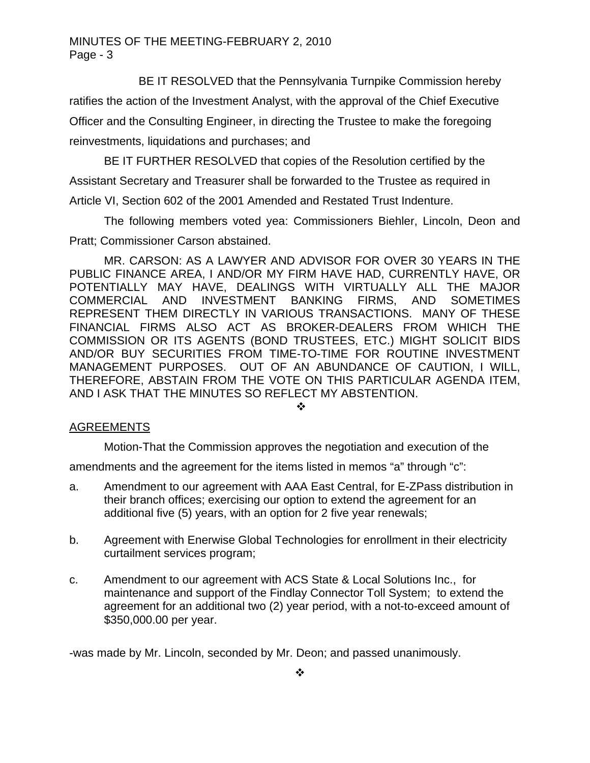BE IT RESOLVED that the Pennsylvania Turnpike Commission hereby ratifies the action of the Investment Analyst, with the approval of the Chief Executive Officer and the Consulting Engineer, in directing the Trustee to make the foregoing reinvestments, liquidations and purchases; and

BE IT FURTHER RESOLVED that copies of the Resolution certified by the Assistant Secretary and Treasurer shall be forwarded to the Trustee as required in Article VI, Section 602 of the 2001 Amended and Restated Trust Indenture.

The following members voted yea: Commissioners Biehler, Lincoln, Deon and Pratt; Commissioner Carson abstained.

MR. CARSON: AS A LAWYER AND ADVISOR FOR OVER 30 YEARS IN THE PUBLIC FINANCE AREA, I AND/OR MY FIRM HAVE HAD, CURRENTLY HAVE, OR POTENTIALLY MAY HAVE, DEALINGS WITH VIRTUALLY ALL THE MAJOR COMMERCIAL AND INVESTMENT BANKING FIRMS, AND SOMETIMES REPRESENT THEM DIRECTLY IN VARIOUS TRANSACTIONS. MANY OF THESE FINANCIAL FIRMS ALSO ACT AS BROKER-DEALERS FROM WHICH THE COMMISSION OR ITS AGENTS (BOND TRUSTEES, ETC.) MIGHT SOLICIT BIDS AND/OR BUY SECURITIES FROM TIME-TO-TIME FOR ROUTINE INVESTMENT MANAGEMENT PURPOSES. OUT OF AN ABUNDANCE OF CAUTION, I WILL, THEREFORE, ABSTAIN FROM THE VOTE ON THIS PARTICULAR AGENDA ITEM, AND I ASK THAT THE MINUTES SO REFLECT MY ABSTENTION.

❖

AGREEMENTS

Motion-That the Commission approves the negotiation and execution of the amendments and the agreement for the items listed in memos "a" through "c":

a. Amendment to our agreement with AAA East Central, for E-ZPass distribution in their branch offices; exercising our option to extend the agreement for an additional five (5) years, with an option for 2 five year renewals;

b. Agreement with Enerwise Global Technologies for enrollment in their electricity curtailment services program;

c. Amendment to our agreement with ACS State & Local Solutions Inc., for maintenance and support of the Findlay Connector Toll System; to extend the agreement for an additional two (2) year period, with a not-to-exceed amount of $350,000.00 per year.

-was made by Mr. Lincoln, seconded by Mr. Deon; and passed unanimously.

❖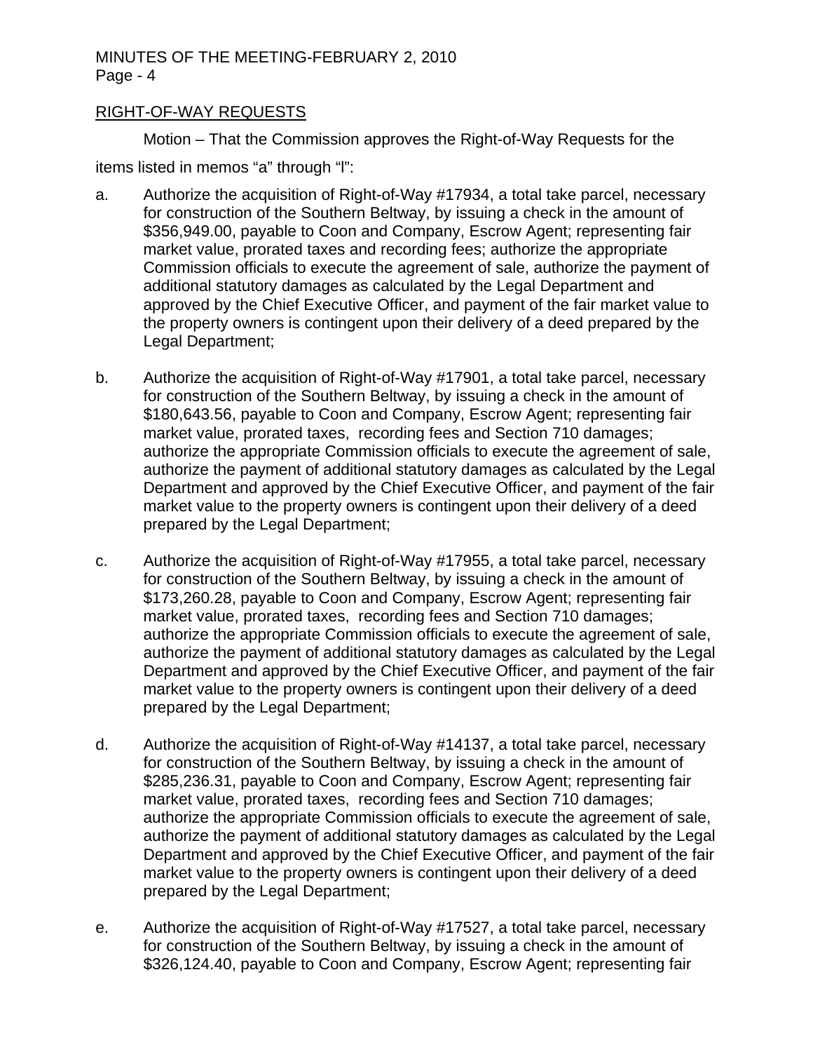## RIGHT-OF-WAY REQUESTS

Motion – That the Commission approves the Right-of-Way Requests for the items listed in memos "a" through "l":

a. Authorize the acquisition of Right-of-Way #17934, a total take parcel, necessary for construction of the Southern Beltway, by issuing a check in the amount of $356,949.00, payable to Coon and Company, Escrow Agent; representing fair market value, prorated taxes and recording fees; authorize the appropriate Commission officials to execute the agreement of sale, authorize the payment of additional statutory damages as calculated by the Legal Department and approved by the Chief Executive Officer, and payment of the fair market value to the property owners is contingent upon their delivery of a deed prepared by the Legal Department;

b. Authorize the acquisition of Right-of-Way #17901, a total take parcel, necessary for construction of the Southern Beltway, by issuing a check in the amount of $180,643.56, payable to Coon and Company, Escrow Agent; representing fair market value, prorated taxes, recording fees and Section 710 damages; authorize the appropriate Commission officials to execute the agreement of sale, authorize the payment of additional statutory damages as calculated by the Legal Department and approved by the Chief Executive Officer, and payment of the fair market value to the property owners is contingent upon their delivery of a deed prepared by the Legal Department;

c. Authorize the acquisition of Right-of-Way #17955, a total take parcel, necessary for construction of the Southern Beltway, by issuing a check in the amount of $173,260.28, payable to Coon and Company, Escrow Agent; representing fair market value, prorated taxes, recording fees and Section 710 damages; authorize the appropriate Commission officials to execute the agreement of sale, authorize the payment of additional statutory damages as calculated by the Legal Department and approved by the Chief Executive Officer, and payment of the fair market value to the property owners is contingent upon their delivery of a deed prepared by the Legal Department;

d. Authorize the acquisition of Right-of-Way #14137, a total take parcel, necessary for construction of the Southern Beltway, by issuing a check in the amount of $285,236.31, payable to Coon and Company, Escrow Agent; representing fair market value, prorated taxes, recording fees and Section 710 damages; authorize the appropriate Commission officials to execute the agreement of sale, authorize the payment of additional statutory damages as calculated by the Legal Department and approved by the Chief Executive Officer, and payment of the fair market value to the property owners is contingent upon their delivery of a deed prepared by the Legal Department;

e. Authorize the acquisition of Right-of-Way #17527, a total take parcel, necessary for construction of the Southern Beltway, by issuing a check in the amount of $326,124.40, payable to Coon and Company, Escrow Agent; representing fair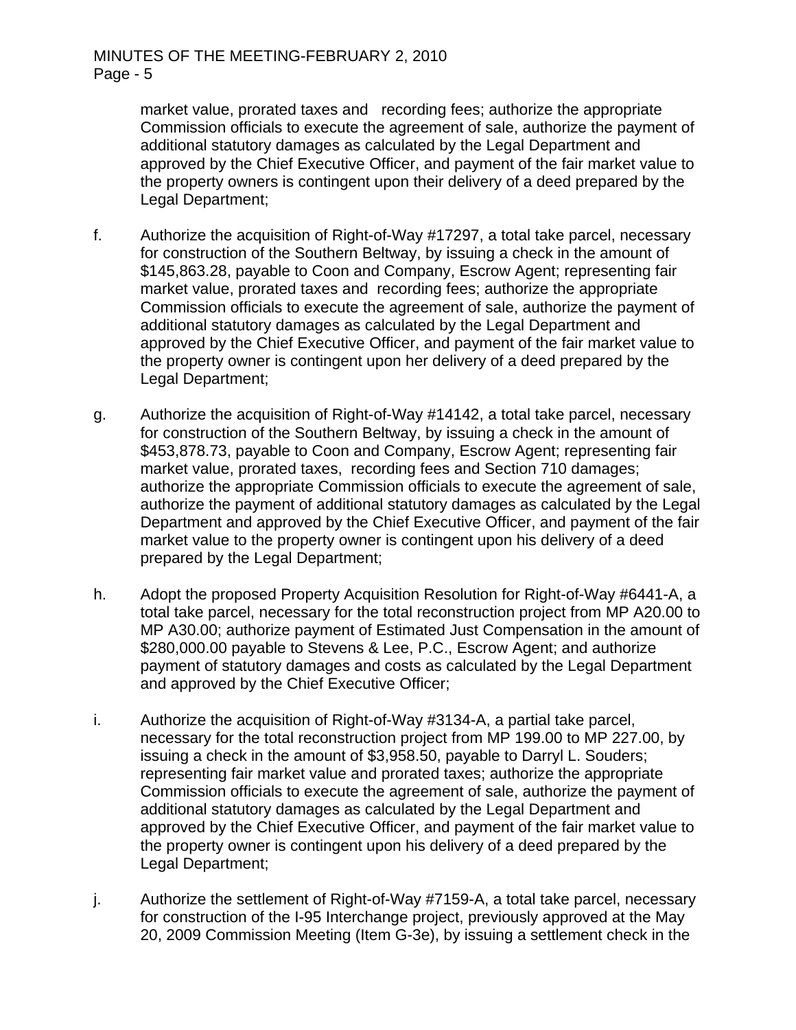market value, prorated taxes and recording fees; authorize the appropriate Commission officials to execute the agreement of sale, authorize the payment of additional statutory damages as calculated by the Legal Department and approved by the Chief Executive Officer, and payment of the fair market value to the property owners is contingent upon their delivery of a deed prepared by the Legal Department;

f. Authorize the acquisition of Right-of-Way #17297, a total take parcel, necessary for construction of the Southern Beltway, by issuing a check in the amount of $145,863.28, payable to Coon and Company, Escrow Agent; representing fair market value, prorated taxes and recording fees; authorize the appropriate Commission officials to execute the agreement of sale, authorize the payment of additional statutory damages as calculated by the Legal Department and approved by the Chief Executive Officer, and payment of the fair market value to the property owner is contingent upon her delivery of a deed prepared by the Legal Department;

g. Authorize the acquisition of Right-of-Way #14142, a total take parcel, necessary for construction of the Southern Beltway, by issuing a check in the amount of $453,878.73, payable to Coon and Company, Escrow Agent; representing fair market value, prorated taxes, recording fees and Section 710 damages; authorize the appropriate Commission officials to execute the agreement of sale, authorize the payment of additional statutory damages as calculated by the Legal Department and approved by the Chief Executive Officer, and payment of the fair market value to the property owner is contingent upon his delivery of a deed prepared by the Legal Department;

h. Adopt the proposed Property Acquisition Resolution for Right-of-Way #6441-A, a total take parcel, necessary for the total reconstruction project from MP A20.00 to MP A30.00; authorize payment of Estimated Just Compensation in the amount of $280,000.00 payable to Stevens & Lee, P.C., Escrow Agent; and authorize payment of statutory damages and costs as calculated by the Legal Department and approved by the Chief Executive Officer;

i. Authorize the acquisition of Right-of-Way #3134-A, a partial take parcel, necessary for the total reconstruction project from MP 199.00 to MP 227.00, by issuing a check in the amount of $3,958.50, payable to Darryl L. Souders; representing fair market value and prorated taxes; authorize the appropriate Commission officials to execute the agreement of sale, authorize the payment of additional statutory damages as calculated by the Legal Department and approved by the Chief Executive Officer, and payment of the fair market value to the property owner is contingent upon his delivery of a deed prepared by the Legal Department;

j. Authorize the settlement of Right-of-Way #7159-A, a total take parcel, necessary for construction of the I-95 Interchange project, previously approved at the May 20, 2009 Commission Meeting (Item G-3e), by issuing a settlement check in the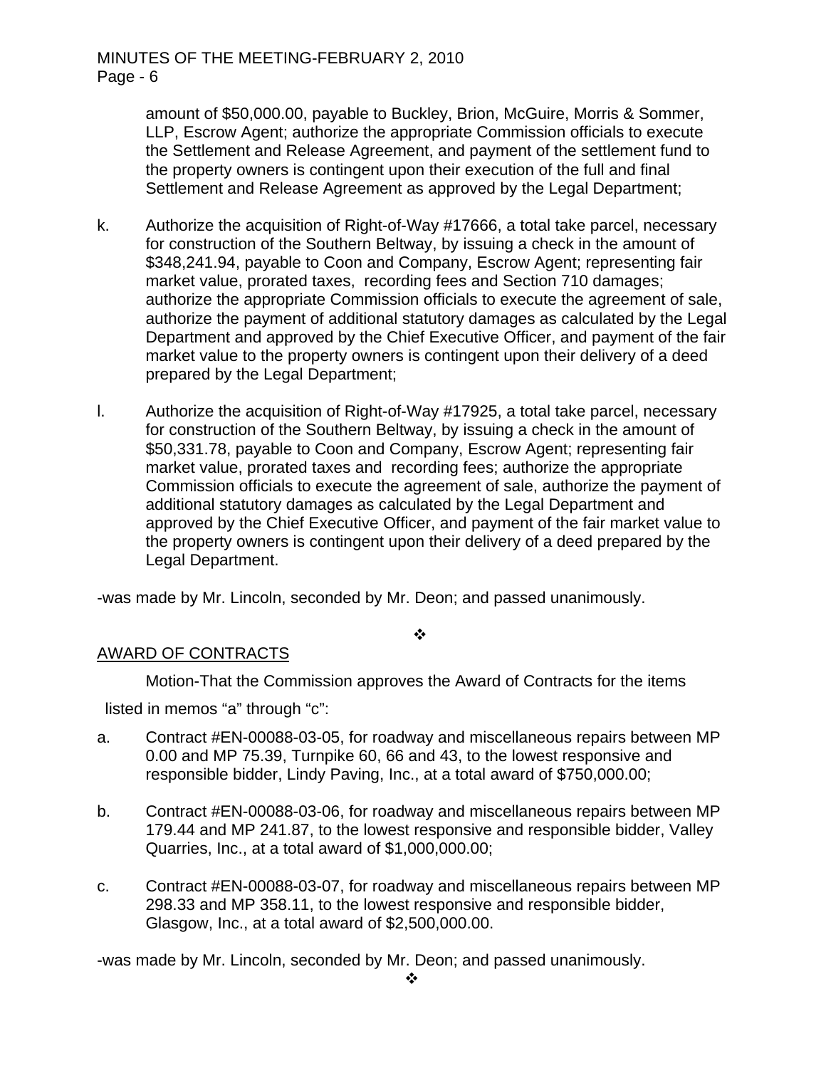amount of $50,000.00, payable to Buckley, Brion, McGuire, Morris & Sommer, LLP, Escrow Agent; authorize the appropriate Commission officials to execute the Settlement and Release Agreement, and payment of the settlement fund to the property owners is contingent upon their execution of the full and final Settlement and Release Agreement as approved by the Legal Department;

k. Authorize the acquisition of Right-of-Way #17666, a total take parcel, necessary for construction of the Southern Beltway, by issuing a check in the amount of $348,241.94, payable to Coon and Company, Escrow Agent; representing fair market value, prorated taxes, recording fees and Section 710 damages; authorize the appropriate Commission officials to execute the agreement of sale, authorize the payment of additional statutory damages as calculated by the Legal Department and approved by the Chief Executive Officer, and payment of the fair market value to the property owners is contingent upon their delivery of a deed prepared by the Legal Department;

l. Authorize the acquisition of Right-of-Way #17925, a total take parcel, necessary for construction of the Southern Beltway, by issuing a check in the amount of $50,331.78, payable to Coon and Company, Escrow Agent; representing fair market value, prorated taxes and recording fees; authorize the appropriate Commission officials to execute the agreement of sale, authorize the payment of additional statutory damages as calculated by the Legal Department and approved by the Chief Executive Officer, and payment of the fair market value to the property owners is contingent upon their delivery of a deed prepared by the Legal Department.

-was made by Mr. Lincoln, seconded by Mr. Deon; and passed unanimously.

❖

## AWARD OF CONTRACTS

Motion-That the Commission approves the Award of Contracts for the items listed in memos "a" through "c":

a. Contract #EN-00088-03-05, for roadway and miscellaneous repairs between MP 0.00 and MP 75.39, Turnpike 60, 66 and 43, to the lowest responsive and responsible bidder, Lindy Paving, Inc., at a total award of $750,000.00;

b. Contract #EN-00088-03-06, for roadway and miscellaneous repairs between MP 179.44 and MP 241.87, to the lowest responsive and responsible bidder, Valley Quarries, Inc., at a total award of $1,000,000.00;

c. Contract #EN-00088-03-07, for roadway and miscellaneous repairs between MP 298.33 and MP 358.11, to the lowest responsive and responsible bidder, Glasgow, Inc., at a total award of $2,500,000.00.

-was made by Mr. Lincoln, seconded by Mr. Deon; and passed unanimously.

❖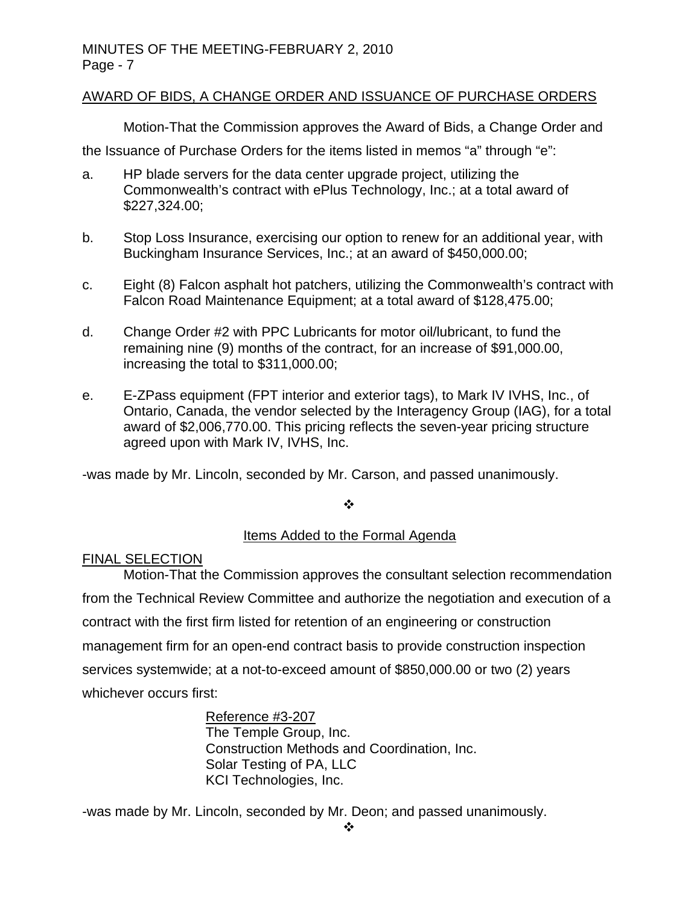## AWARD OF BIDS, A CHANGE ORDER AND ISSUANCE OF PURCHASE ORDERS

Motion-That the Commission approves the Award of Bids, a Change Order and the Issuance of Purchase Orders for the items listed in memos "a" through "e":

a. HP blade servers for the data center upgrade project, utilizing the Commonwealth's contract with ePlus Technology, Inc.; at a total award of $227,324.00;

b. Stop Loss Insurance, exercising our option to renew for an additional year, with Buckingham Insurance Services, Inc.; at an award of $450,000.00;

c. Eight (8) Falcon asphalt hot patchers, utilizing the Commonwealth's contract with Falcon Road Maintenance Equipment; at a total award of $128,475.00;

d. Change Order #2 with PPC Lubricants for motor oil/lubricant, to fund the remaining nine (9) months of the contract, for an increase of $91,000.00, increasing the total to $311,000.00;

e. E-ZPass equipment (FPT interior and exterior tags), to Mark IV IVHS, Inc., of Ontario, Canada, the vendor selected by the Interagency Group (IAG), for a total award of $2,006,770.00. This pricing reflects the seven-year pricing structure agreed upon with Mark IV, IVHS, Inc.

-was made by Mr. Lincoln, seconded by Mr. Carson, and passed unanimously.

❖

## Items Added to the Formal Agenda

### FINAL SELECTION

Motion-That the Commission approves the consultant selection recommendation from the Technical Review Committee and authorize the negotiation and execution of a contract with the first firm listed for retention of an engineering or construction management firm for an open-end contract basis to provide construction inspection services systemwide; at a not-to-exceed amount of $850,000.00 or two (2) years whichever occurs first:

Reference #3-207
The Temple Group, Inc.
Construction Methods and Coordination, Inc.
Solar Testing of PA, LLC
KCI Technologies, Inc.

-was made by Mr. Lincoln, seconded by Mr. Deon; and passed unanimously.

❖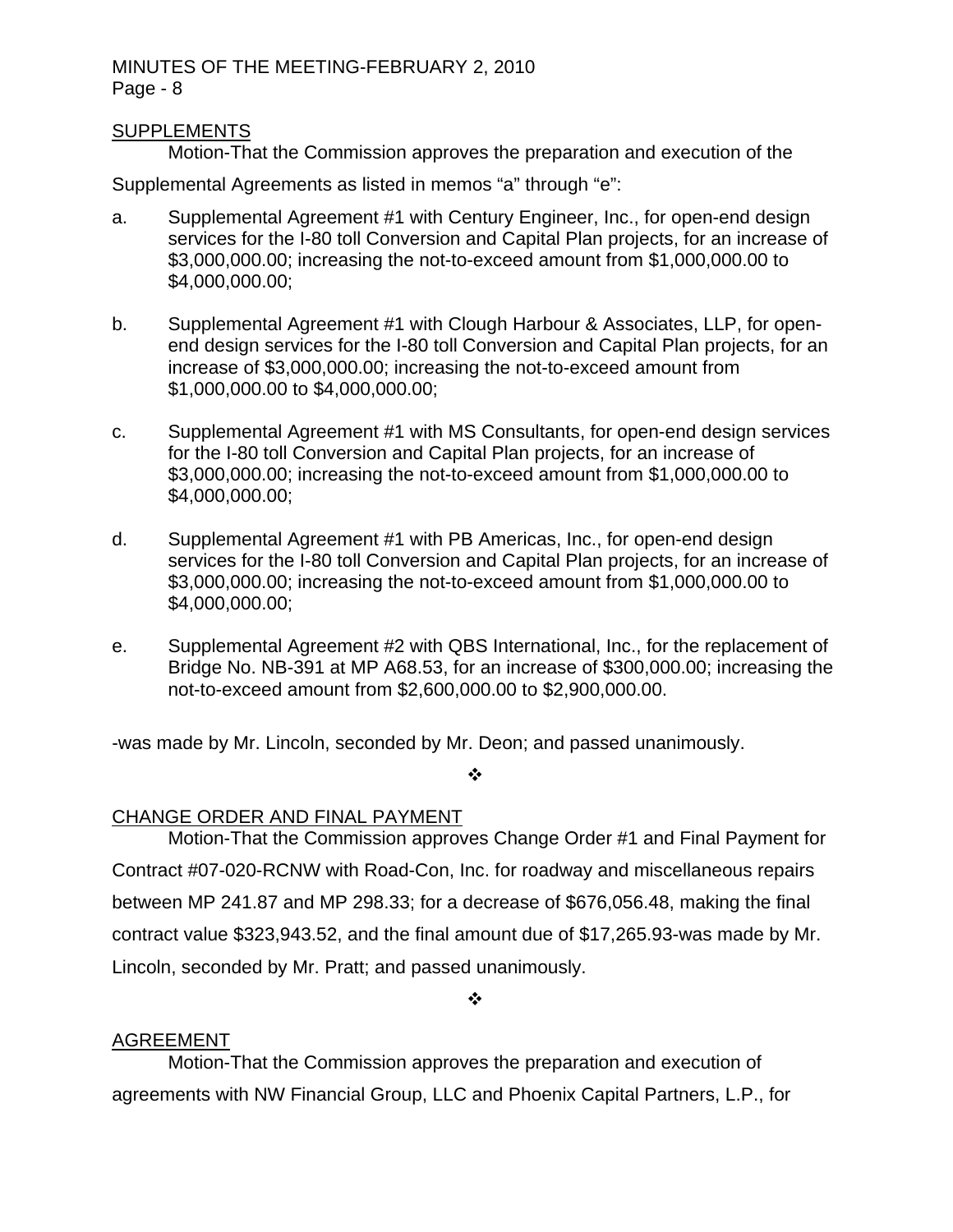SUPPLEMENTS

Motion-That the Commission approves the preparation and execution of the Supplemental Agreements as listed in memos "a" through "e":

a. Supplemental Agreement #1 with Century Engineer, Inc., for open-end design services for the I-80 toll Conversion and Capital Plan projects, for an increase of \$3,000,000.00; increasing the not-to-exceed amount from \$1,000,000.00 to \$4,000,000.00;

b. Supplemental Agreement #1 with Clough Harbour & Associates, LLP, for open-end design services for the I-80 toll Conversion and Capital Plan projects, for an increase of \$3,000,000.00; increasing the not-to-exceed amount from \$1,000,000.00 to \$4,000,000.00;

c. Supplemental Agreement #1 with MS Consultants, for open-end design services for the I-80 toll Conversion and Capital Plan projects, for an increase of \$3,000,000.00; increasing the not-to-exceed amount from \$1,000,000.00 to \$4,000,000.00;

d. Supplemental Agreement #1 with PB Americas, Inc., for open-end design services for the I-80 toll Conversion and Capital Plan projects, for an increase of \$3,000,000.00; increasing the not-to-exceed amount from \$1,000,000.00 to \$4,000,000.00;

e. Supplemental Agreement #2 with QBS International, Inc., for the replacement of Bridge No. NB-391 at MP A68.53, for an increase of \$300,000.00; increasing the not-to-exceed amount from \$2,600,000.00 to \$2,900,000.00.

-was made by Mr. Lincoln, seconded by Mr. Deon; and passed unanimously.

❖

CHANGE ORDER AND FINAL PAYMENT

Motion-That the Commission approves Change Order #1 and Final Payment for Contract #07-020-RCNW with Road-Con, Inc. for roadway and miscellaneous repairs between MP 241.87 and MP 298.33; for a decrease of \$676,056.48, making the final contract value \$323,943.52, and the final amount due of \$17,265.93-was made by Mr. Lincoln, seconded by Mr. Pratt; and passed unanimously.

❖

AGREEMENT

Motion-That the Commission approves the preparation and execution of agreements with NW Financial Group, LLC and Phoenix Capital Partners, L.P., for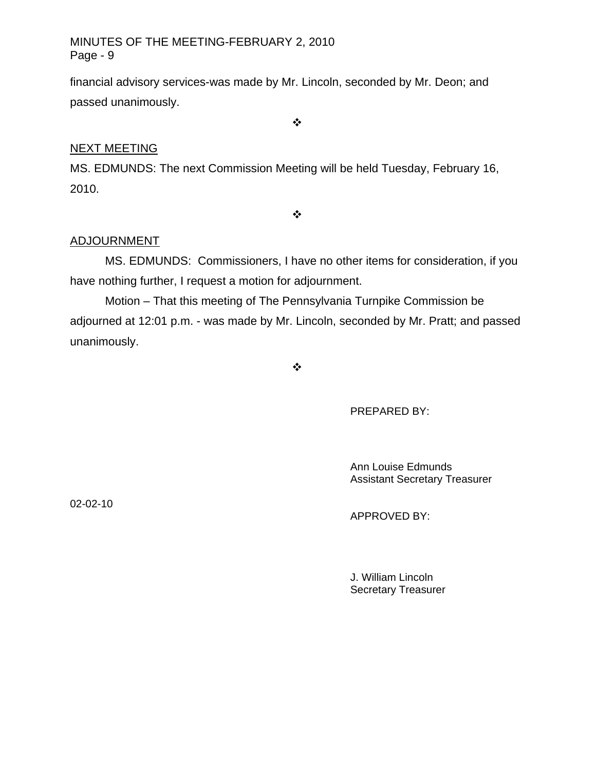financial advisory services-was made by Mr. Lincoln, seconded by Mr. Deon; and passed unanimously.

❖

NEXT MEETING

MS. EDMUNDS: The next Commission Meeting will be held Tuesday, February 16, 2010.

❖

ADJOURNMENT

MS. EDMUNDS: Commissioners, I have no other items for consideration, if you have nothing further, I request a motion for adjournment.

Motion – That this meeting of The Pennsylvania Turnpike Commission be adjourned at 12:01 p.m. - was made by Mr. Lincoln, seconded by Mr. Pratt; and passed unanimously.

❖

PREPARED BY:

Ann Louise Edmunds
Assistant Secretary Treasurer

02-02-10

APPROVED BY:

J. William Lincoln
Secretary Treasurer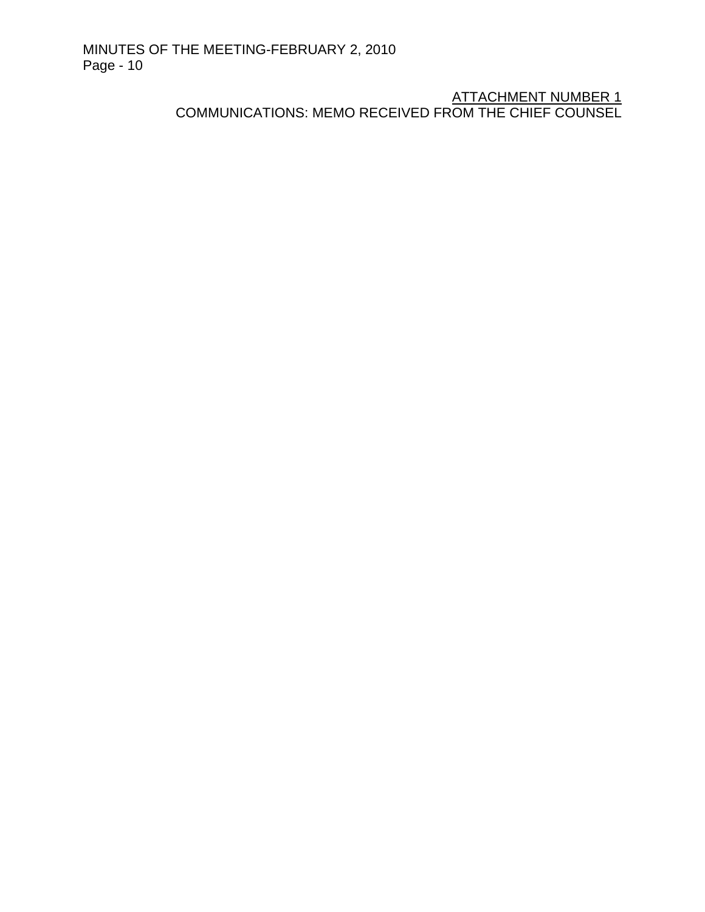<u>ATTACHMENT NUMBER 1</u>

COMMUNICATIONS: MEMO RECEIVED FROM THE CHIEF COUNSEL